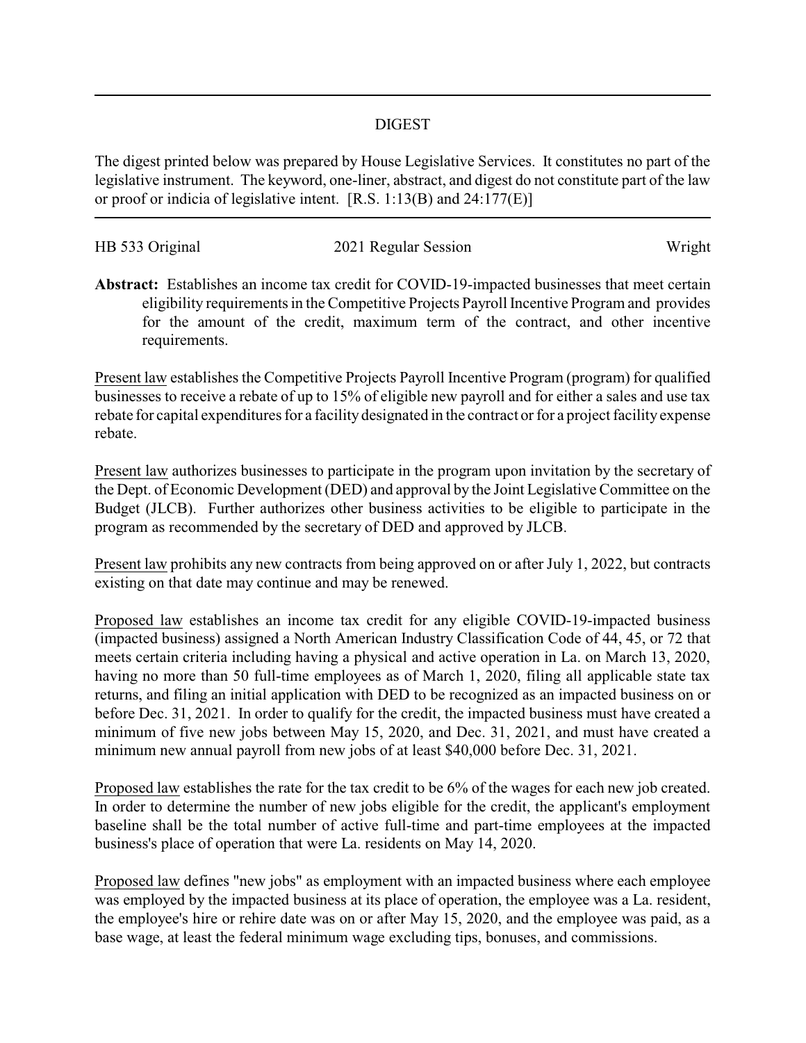# DIGEST

The digest printed below was prepared by House Legislative Services. It constitutes no part of the legislative instrument. The keyword, one-liner, abstract, and digest do not constitute part of the law or proof or indicia of legislative intent. [R.S. 1:13(B) and 24:177(E)]

| HB 533 Original | 2021 Regular Session | Wright |
| --- | --- | --- |

**Abstract:** Establishes an income tax credit for COVID-19-impacted businesses that meet certain eligibility requirements in the Competitive Projects Payroll Incentive Program and provides for the amount of the credit, maximum term of the contract, and other incentive requirements.

Present law establishes the Competitive Projects Payroll Incentive Program (program) for qualified businesses to receive a rebate of up to 15% of eligible new payroll and for either a sales and use tax rebate for capital expenditures for a facility designated in the contract or for a project facility expense rebate.

Present law authorizes businesses to participate in the program upon invitation by the secretary of the Dept. of Economic Development (DED) and approval by the Joint Legislative Committee on the Budget (JLCB). Further authorizes other business activities to be eligible to participate in the program as recommended by the secretary of DED and approved by JLCB.

Present law prohibits any new contracts from being approved on or after July 1, 2022, but contracts existing on that date may continue and may be renewed.

Proposed law establishes an income tax credit for any eligible COVID-19-impacted business (impacted business) assigned a North American Industry Classification Code of 44, 45, or 72 that meets certain criteria including having a physical and active operation in La. on March 13, 2020, having no more than 50 full-time employees as of March 1, 2020, filing all applicable state tax returns, and filing an initial application with DED to be recognized as an impacted business on or before Dec. 31, 2021. In order to qualify for the credit, the impacted business must have created a minimum of five new jobs between May 15, 2020, and Dec. 31, 2021, and must have created a minimum new annual payroll from new jobs of at least $40,000 before Dec. 31, 2021.

Proposed law establishes the rate for the tax credit to be 6% of the wages for each new job created. In order to determine the number of new jobs eligible for the credit, the applicant's employment baseline shall be the total number of active full-time and part-time employees at the impacted business's place of operation that were La. residents on May 14, 2020.

Proposed law defines "new jobs" as employment with an impacted business where each employee was employed by the impacted business at its place of operation, the employee was a La. resident, the employee's hire or rehire date was on or after May 15, 2020, and the employee was paid, as a base wage, at least the federal minimum wage excluding tips, bonuses, and commissions.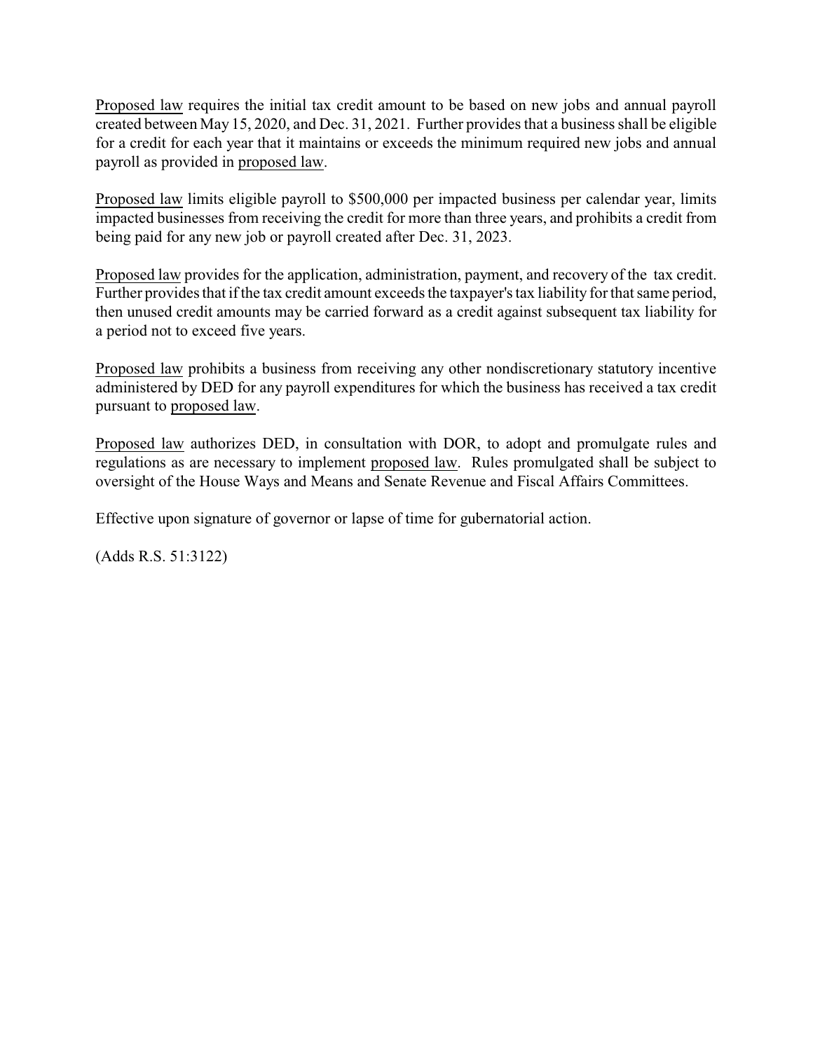Proposed law requires the initial tax credit amount to be based on new jobs and annual payroll created between May 15, 2020, and Dec. 31, 2021. Further provides that a business shall be eligible for a credit for each year that it maintains or exceeds the minimum required new jobs and annual payroll as provided in proposed law.

Proposed law limits eligible payroll to $500,000 per impacted business per calendar year, limits impacted businesses from receiving the credit for more than three years, and prohibits a credit from being paid for any new job or payroll created after Dec. 31, 2023.

Proposed law provides for the application, administration, payment, and recovery of the tax credit. Further provides that if the tax credit amount exceeds the taxpayer's tax liability for that same period, then unused credit amounts may be carried forward as a credit against subsequent tax liability for a period not to exceed five years.

Proposed law prohibits a business from receiving any other nondiscretionary statutory incentive administered by DED for any payroll expenditures for which the business has received a tax credit pursuant to proposed law.

Proposed law authorizes DED, in consultation with DOR, to adopt and promulgate rules and regulations as are necessary to implement proposed law. Rules promulgated shall be subject to oversight of the House Ways and Means and Senate Revenue and Fiscal Affairs Committees.

Effective upon signature of governor or lapse of time for gubernatorial action.

(Adds R.S. 51:3122)